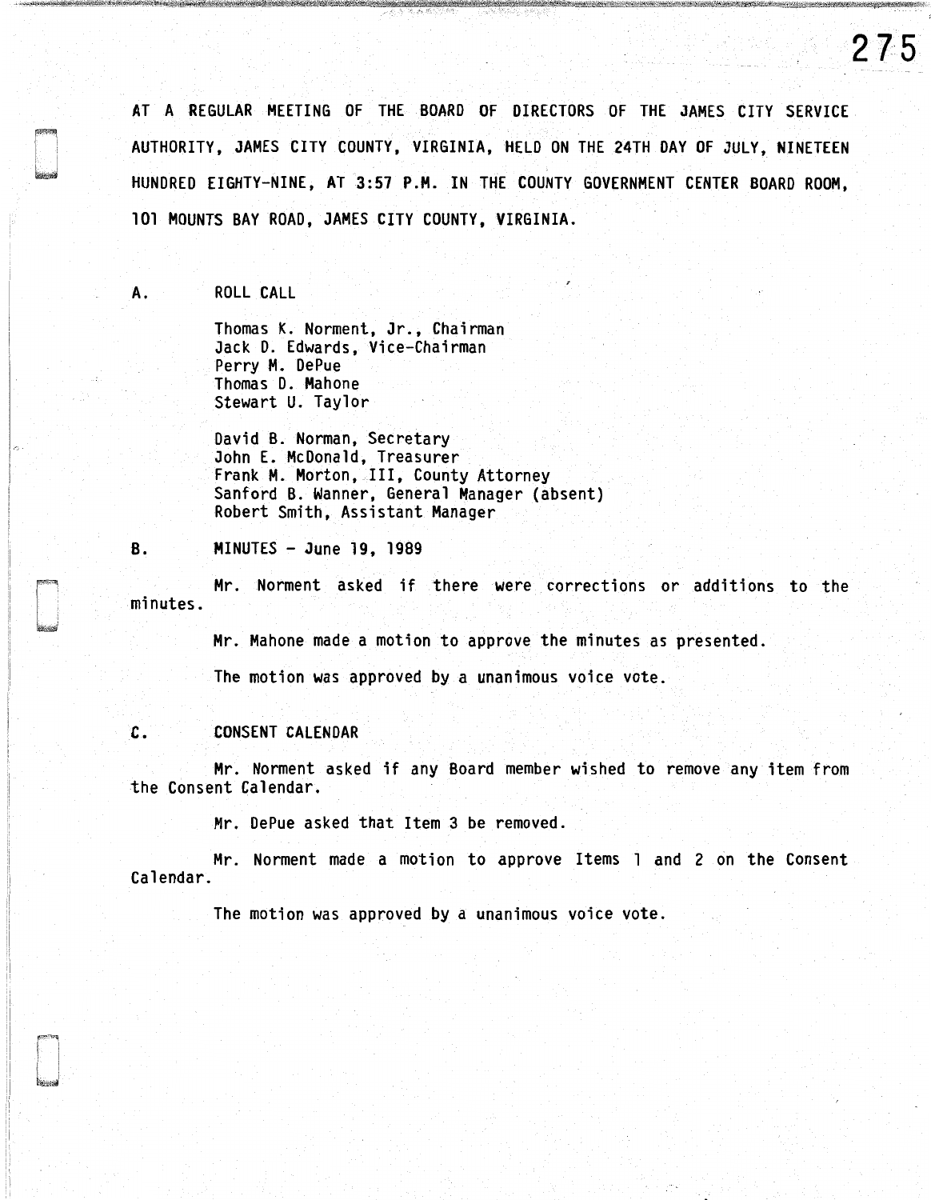AT A REGULAR MEETING OF THE BOARD OF DIRECTORS OF THE JAMES CITY SERVICE AUTHORITY, JAMES CITY COUNTY, VIRGINIA, HELD ON THE 24TH DAY OF JULY, NINETEEN HUNDRED EIGHTY-NINE, AT 3:57 P.M. IN THE COUNTY GOVERNMENT CENTER BOARD ROOM, 101 MOUNTS BAY ROAD, JAMES CITY COUNTY, VIRGINIA.

## A. ROLL CALL

Thomas K. Norment, Jr., Chairman
Jack D. Edwards, Vice-Chairman
Perry M. DePue
Thomas D. Mahone
Stewart U. Taylor

David B. Norman, Secretary
John E. McDonald, Treasurer
Frank M. Morton, III, County Attorney
Sanford B. Wanner, General Manager (absent)
Robert Smith, Assistant Manager

## B. MINUTES - June 19, 1989

Mr. Norment asked if there were corrections or additions to the minutes.

Mr. Mahone made a motion to approve the minutes as presented.

The motion was approved by a unanimous voice vote.

## C. CONSENT CALENDAR

Mr. Norment asked if any Board member wished to remove any item from the Consent Calendar.

Mr. DePue asked that Item 3 be removed.

Mr. Norment made a motion to approve Items 1 and 2 on the Consent Calendar.

The motion was approved by a unanimous voice vote.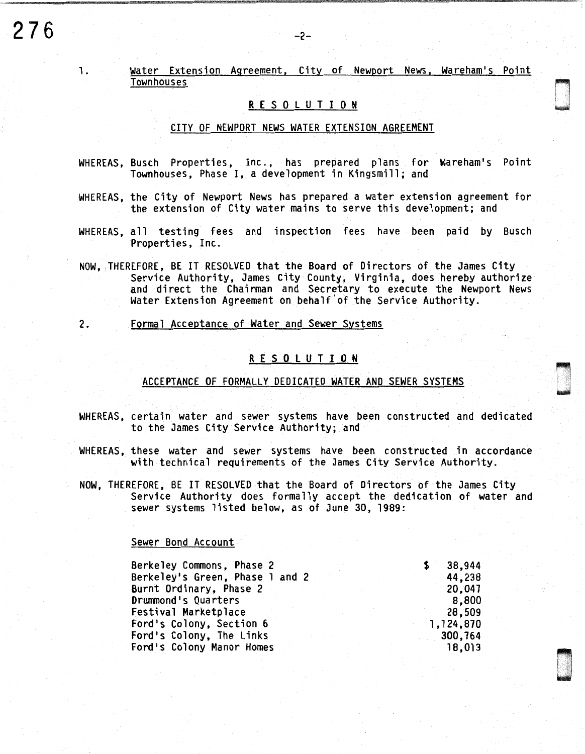1. Water Extension Agreement, City of Newport News, Wareham's Point Townhouses

## RESOLUTION

### CITY OF NEWPORT NEWS WATER EXTENSION AGREEMENT

WHEREAS, Busch Properties, Inc., has prepared plans for Wareham's Point Townhouses, Phase I, a development in Kingsmill; and

WHEREAS, the City of Newport News has prepared a water extension agreement for the extension of City water mains to serve this development; and

WHEREAS, all testing fees and inspection fees have been paid by Busch Properties, Inc.

NOW, THEREFORE, BE IT RESOLVED that the Board of Directors of the James City Service Authority, James City County, Virginia, does hereby authorize and direct the Chairman and Secretary to execute the Newport News Water Extension Agreement on behalf of the Service Authority.

2. Formal Acceptance of Water and Sewer Systems

## RESOLUTION

### ACCEPTANCE OF FORMALLY DEDICATED WATER AND SEWER SYSTEMS

WHEREAS, certain water and sewer systems have been constructed and dedicated to the James City Service Authority; and

WHEREAS, these water and sewer systems have been constructed in accordance with technical requirements of the James City Service Authority.

NOW, THEREFORE, BE IT RESOLVED that the Board of Directors of the James City Service Authority does formally accept the dedication of water and sewer systems listed below, as of June 30, 1989:

Sewer Bond Account

| | |
|---|---|
| Berkeley Commons, Phase 2 | $ 38,944 |
| Berkeley's Green, Phase 1 and 2 | 44,238 |
| Burnt Ordinary, Phase 2 | 20,047 |
| Drummond's Quarters | 8,800 |
| Festival Marketplace | 28,509 |
| Ford's Colony, Section 6 | 1,124,870 |
| Ford's Colony, The Links | 300,764 |
| Ford's Colony Manor Homes | 18,013 |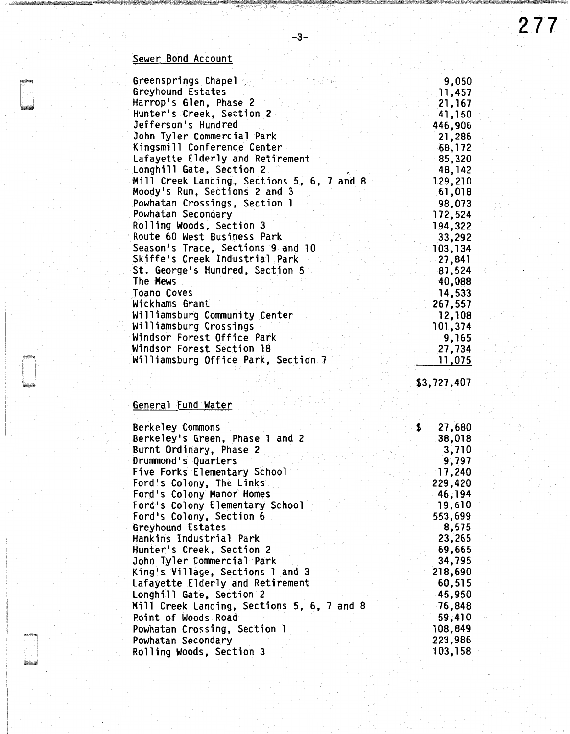## Sewer Bond Account

| | |
|---|---|
| Greensprings Chapel | 9,050 |
| Greyhound Estates | 11,457 |
| Harrop's Glen, Phase 2 | 21,167 |
| Hunter's Creek, Section 2 | 41,150 |
| Jefferson's Hundred | 446,906 |
| John Tyler Commercial Park | 21,286 |
| Kingsmill Conference Center | 68,172 |
| Lafayette Elderly and Retirement | 85,320 |
| Longhill Gate, Section 2 | 48,142 |
| Mill Creek Landing, Sections 5, 6, 7 and 8 | 129,210 |
| Moody's Run, Sections 2 and 3 | 61,018 |
| Powhatan Crossings, Section 1 | 98,073 |
| Powhatan Secondary | 172,524 |
| Rolling Woods, Section 3 | 194,322 |
| Route 60 West Business Park | 33,292 |
| Season's Trace, Sections 9 and 10 | 103,134 |
| Skiffe's Creek Industrial Park | 27,841 |
| St. George's Hundred, Section 5 | 87,524 |
| The Mews | 40,088 |
| Toano Coves | 14,533 |
| Wickhams Grant | 267,557 |
| Williamsburg Community Center | 12,108 |
| Williamsburg Crossings | 101,374 |
| Windsor Forest Office Park | 9,165 |
| Windsor Forest Section 18 | 27,734 |
| Williamsburg Office Park, Section 7 | 11,075 |
| | $3,727,407 |

## General Fund Water

| | |
|---|---|
| Berkeley Commons | $ 27,680 |
| Berkeley's Green, Phase 1 and 2 | 38,018 |
| Burnt Ordinary, Phase 2 | 3,710 |
| Drummond's Quarters | 9,797 |
| Five Forks Elementary School | 17,240 |
| Ford's Colony, The Links | 229,420 |
| Ford's Colony Manor Homes | 46,194 |
| Ford's Colony Elementary School | 19,610 |
| Ford's Colony, Section 6 | 553,699 |
| Greyhound Estates | 8,575 |
| Hankins Industrial Park | 23,265 |
| Hunter's Creek, Section 2 | 69,665 |
| John Tyler Commercial Park | 34,795 |
| King's Village, Sections 1 and 3 | 218,690 |
| Lafayette Elderly and Retirement | 60,515 |
| Longhill Gate, Section 2 | 45,950 |
| Mill Creek Landing, Sections 5, 6, 7 and 8 | 76,848 |
| Point of Woods Road | 59,410 |
| Powhatan Crossing, Section 1 | 108,849 |
| Powhatan Secondary | 223,986 |
| Rolling Woods, Section 3 | 103,158 |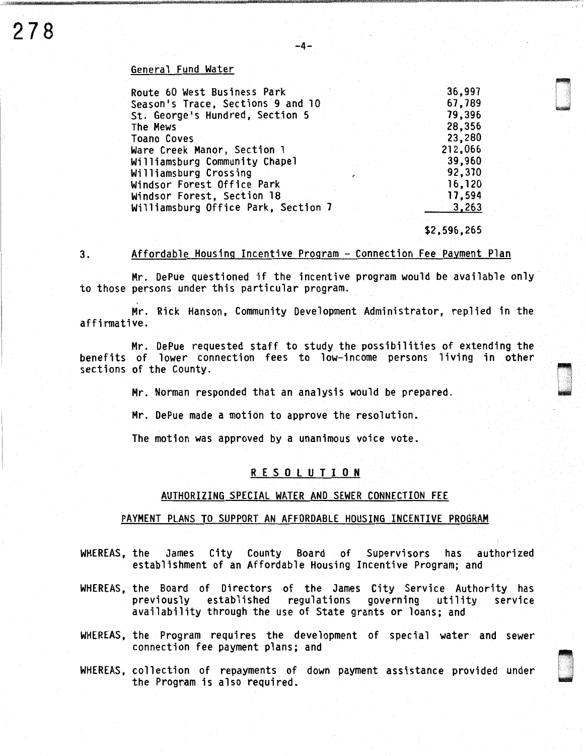General Fund Water

| | |
|---|---|
| Route 60 West Business Park | 36,997 |
| Season's Trace, Sections 9 and 10 | 67,789 |
| St. George's Hundred, Section 5 | 79,396 |
| The Mews | 28,356 |
| Toano Coves | 23,280 |
| Ware Creek Manor, Section 1 | 212,066 |
| Williamsburg Community Chapel | 39,960 |
| Williamsburg Crossing | 92,370 |
| Windsor Forest Office Park | 16,120 |
| Windsor Forest, Section 18 | 17,594 |
| Williamsburg Office Park, Section 7 | 3,263 |
| | $2,596,265 |

3. Affordable Housing Incentive Program - Connection Fee Payment Plan

Mr. DePue questioned if the incentive program would be available only to those persons under this particular program.

Mr. Rick Hanson, Community Development Administrator, replied in the affirmative.

Mr. DePue requested staff to study the possibilities of extending the benefits of lower connection fees to low-income persons living in other sections of the County.

Mr. Norman responded that an analysis would be prepared.

Mr. DePue made a motion to approve the resolution.

The motion was approved by a unanimous voice vote.

## RESOLUTION

### AUTHORIZING SPECIAL WATER AND SEWER CONNECTION FEE PAYMENT PLANS TO SUPPORT AN AFFORDABLE HOUSING INCENTIVE PROGRAM

WHEREAS, the James City County Board of Supervisors has authorized establishment of an Affordable Housing Incentive Program; and

WHEREAS, the Board of Directors of the James City Service Authority has previously established regulations governing utility service availability through the use of State grants or loans; and

WHEREAS, the Program requires the development of special water and sewer connection fee payment plans; and

WHEREAS, collection of repayments of down payment assistance provided under the Program is also required.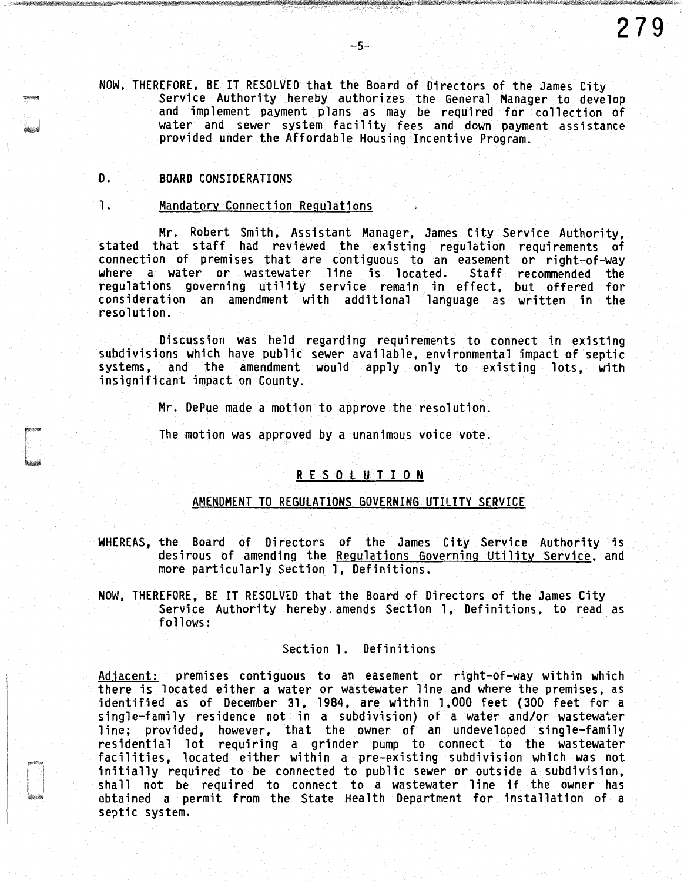NOW, THEREFORE, BE IT RESOLVED that the Board of Directors of the James City Service Authority hereby authorizes the General Manager to develop and implement payment plans as may be required for collection of water and sewer system facility fees and down payment assistance provided under the Affordable Housing Incentive Program.

D. BOARD CONSIDERATIONS

1. Mandatory Connection Regulations

Mr. Robert Smith, Assistant Manager, James City Service Authority, stated that staff had reviewed the existing regulation requirements of connection of premises that are contiguous to an easement or right-of-way where a water or wastewater line is located. Staff recommended the regulations governing utility service remain in effect, but offered for consideration an amendment with additional language as written in the resolution.

Discussion was held regarding requirements to connect in existing subdivisions which have public sewer available, environmental impact of septic systems, and the amendment would apply only to existing lots, with insignificant impact on County.

Mr. DePue made a motion to approve the resolution.

The motion was approved by a unanimous voice vote.

## R E S O L U T I O N

### AMENDMENT TO REGULATIONS GOVERNING UTILITY SERVICE

WHEREAS, the Board of Directors of the James City Service Authority is desirous of amending the Regulations Governing Utility Service, and more particularly Section 1, Definitions.

NOW, THEREFORE, BE IT RESOLVED that the Board of Directors of the James City Service Authority hereby amends Section 1, Definitions, to read as follows:

Section 1. Definitions

Adjacent: premises contiguous to an easement or right-of-way within which there is located either a water or wastewater line and where the premises, as identified as of December 31, 1984, are within 1,000 feet (300 feet for a single-family residence not in a subdivision) of a water and/or wastewater line; provided, however, that the owner of an undeveloped single-family residential lot requiring a grinder pump to connect to the wastewater facilities, located either within a pre-existing subdivision which was not initially required to be connected to public sewer or outside a subdivision, shall not be required to connect to a wastewater line if the owner has obtained a permit from the State Health Department for installation of a septic system.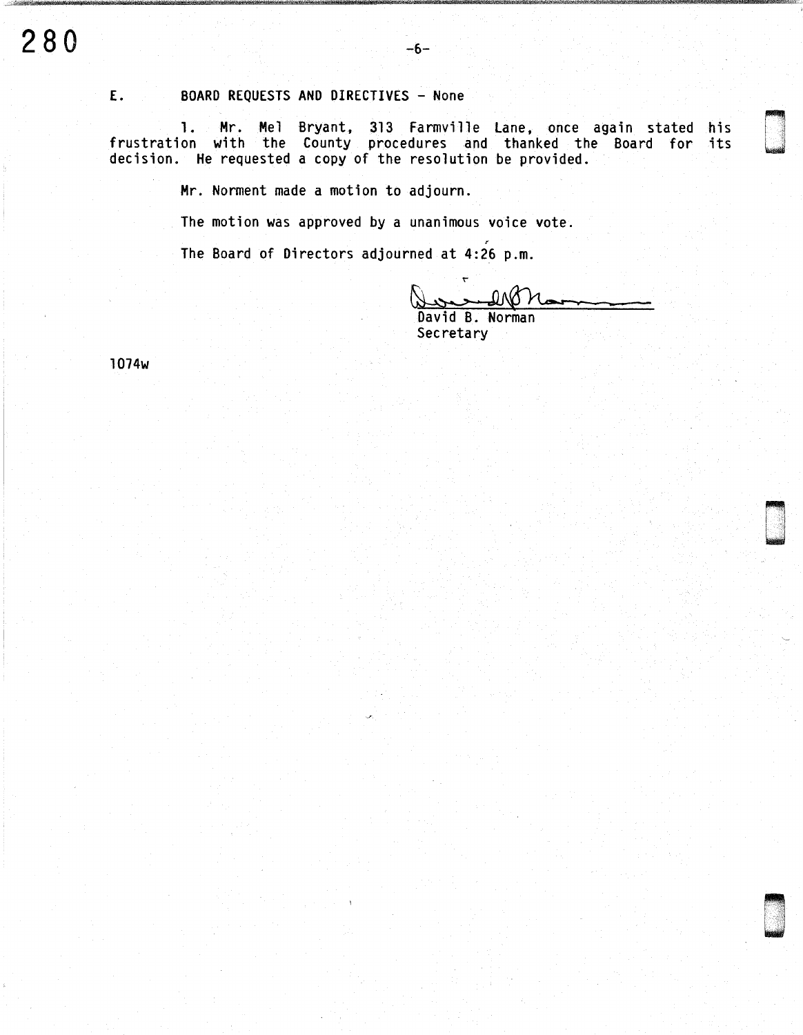E. BOARD REQUESTS AND DIRECTIVES - None

1. Mr. Mel Bryant, 313 Farmville Lane, once again stated his frustration with the County procedures and thanked the Board for its decision. He requested a copy of the resolution be provided.

Mr. Norment made a motion to adjourn.

The motion was approved by a unanimous voice vote.

The Board of Directors adjourned at 4:26 p.m.

David B. Norman  
Secretary

1074w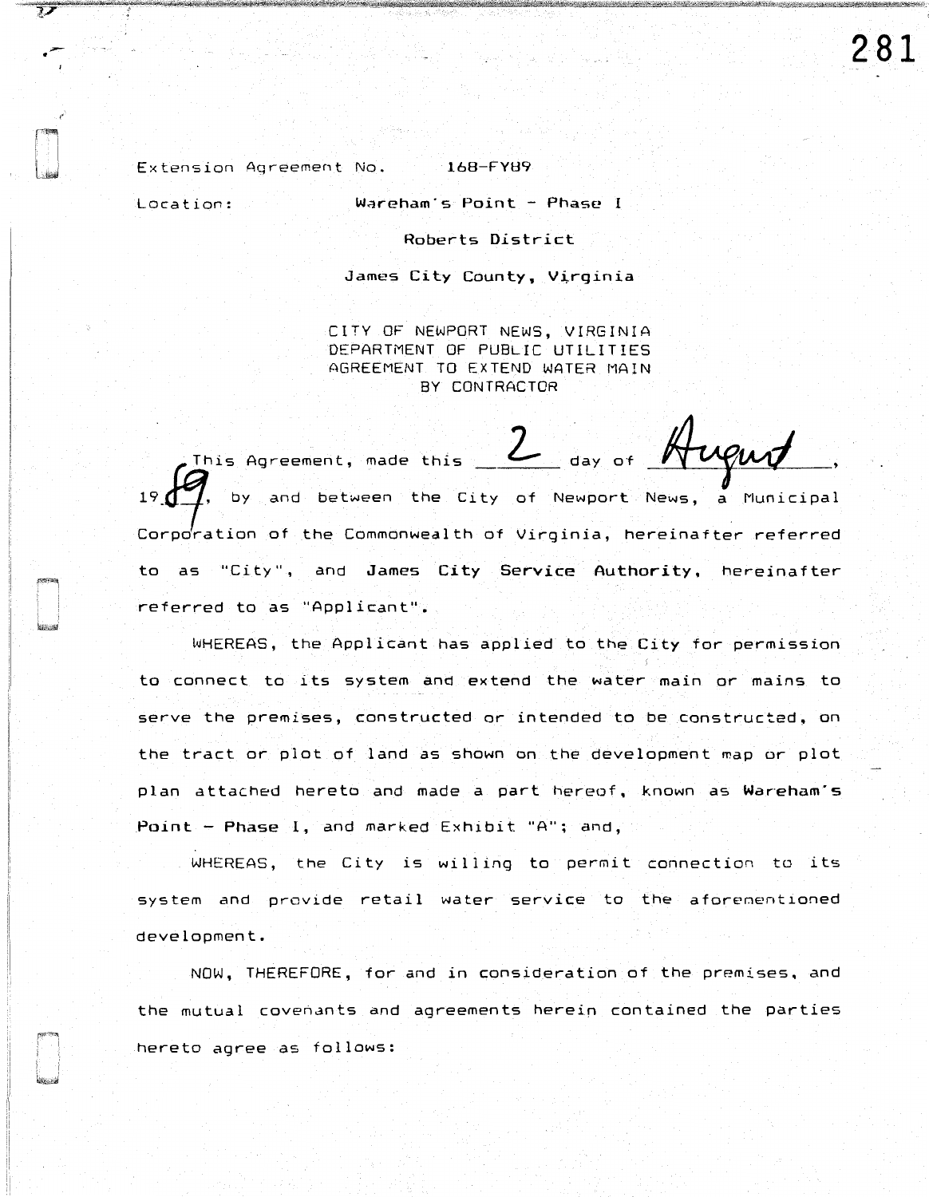Extension Agreement No. 168-FY89

Location: Wareham's Point - Phase I

Roberts District

James City County, Virginia

CITY OF NEWPORT NEWS, VIRGINIA
DEPARTMENT OF PUBLIC UTILITIES
AGREEMENT TO EXTEND WATER MAIN
BY CONTRACTOR

This Agreement, made this 2 day of August, 1989, by and between the City of Newport News, a Municipal Corporation of the Commonwealth of Virginia, hereinafter referred to as "City", and **James City Service Authority**, hereinafter referred to as "Applicant".

WHEREAS, the Applicant has applied to the City for permission to connect to its system and extend the water main or mains to serve the premises, constructed or intended to be constructed, on the tract or plot of land as shown on the development map or plot plan attached hereto and made a part hereof, known as **Wareham's Point - Phase I**, and marked Exhibit "A"; and,

WHEREAS, the City is willing to permit connection to its system and provide retail water service to the aforementioned development.

NOW, THEREFORE, for and in consideration of the premises, and the mutual covenants and agreements herein contained the parties hereto agree as follows: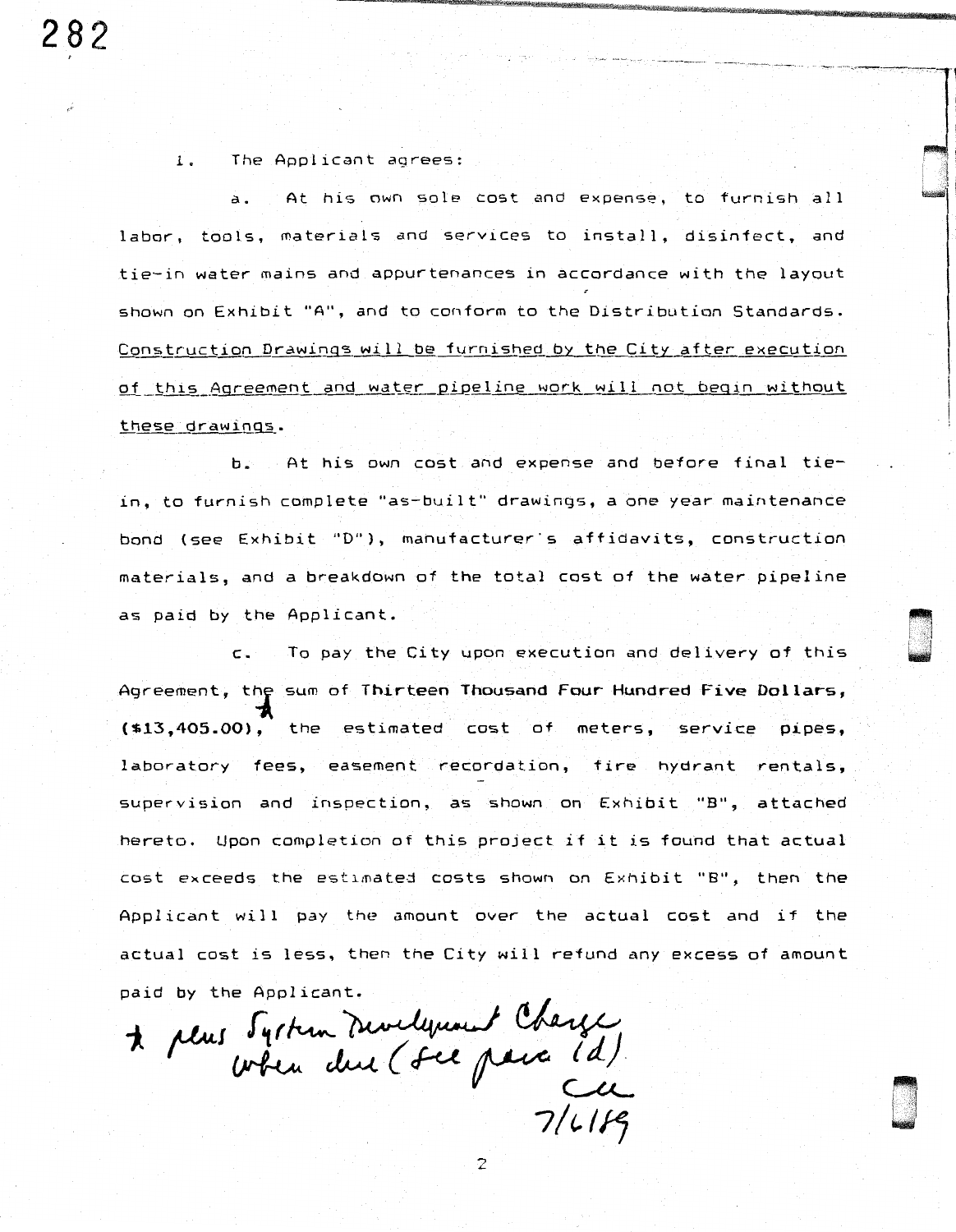1. The Applicant agrees:

   a. At his own sole cost and expense, to furnish all labor, tools, materials and services to install, disinfect, and tie-in water mains and appurtenances in accordance with the layout shown on Exhibit "A", and to conform to the Distribution Standards. <u>Construction Drawings will be furnished by the City after execution of this Agreement and water pipeline work will not begin without these drawings</u>.

   b. At his own cost and expense and before final tie-in, to furnish complete "as-built" drawings, a one year maintenance bond (see Exhibit "D"), manufacturer's affidavits, construction materials, and a breakdown of the total cost of the water pipeline as paid by the Applicant.

   c. To pay the City upon execution and delivery of this Agreement, the* sum of Thirteen Thousand Four Hundred Five Dollars, ($13,405.00), the estimated cost of meters, service pipes, laboratory fees, easement recordation, fire hydrant rentals, supervision and inspection, as shown on Exhibit "B", attached hereto. Upon completion of this project if it is found that actual cost exceeds the estimated costs shown on Exhibit "B", then the Applicant will pay the amount over the actual cost and if the actual cost is less, then the City will refund any excess of amount paid by the Applicant.

* plus System Development Charge when due (see para (d)
CU
7/6/89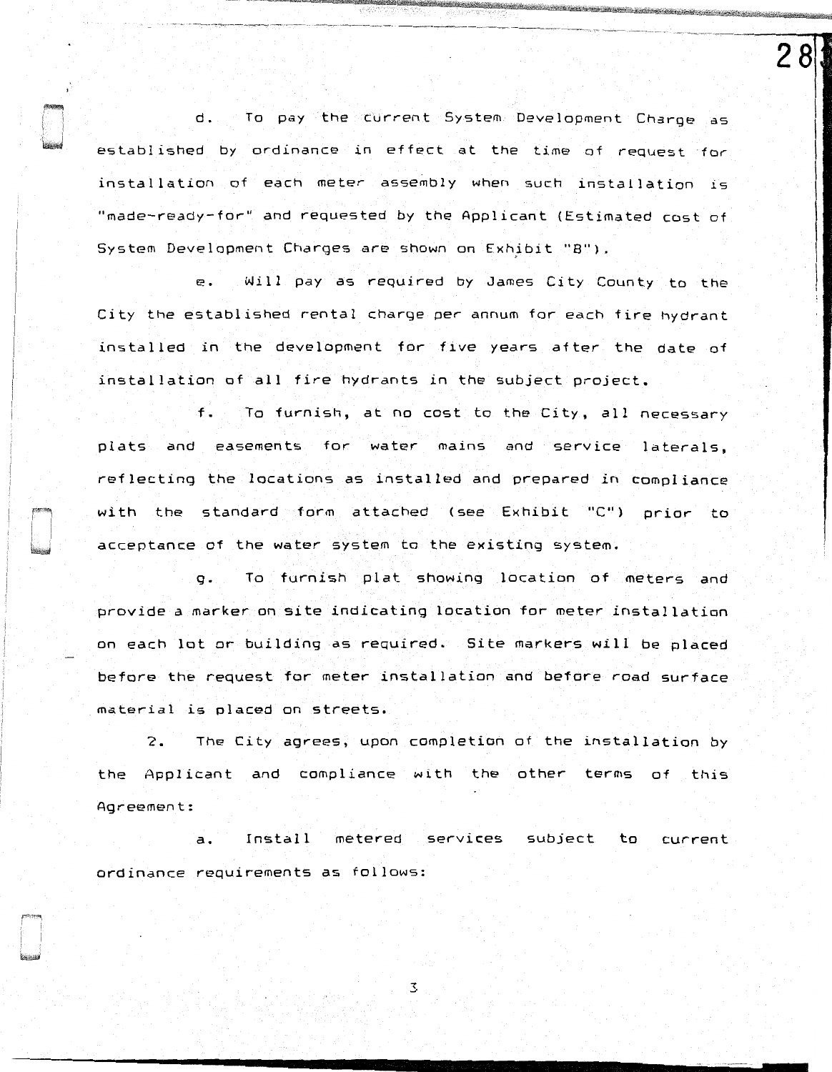d. To pay the current System Development Charge as established by ordinance in effect at the time of request for installation of each meter assembly when such installation is "made-ready-for" and requested by the Applicant (Estimated cost of System Development Charges are shown on Exhibit "B").

e. Will pay as required by James City County to the City the established rental charge per annum for each fire hydrant installed in the development for five years after the date of installation of all fire hydrants in the subject project.

f. To furnish, at no cost to the City, all necessary plats and easements for water mains and service laterals, reflecting the locations as installed and prepared in compliance with the standard form attached (see Exhibit "C") prior to acceptance of the water system to the existing system.

g. To furnish plat showing location of meters and provide a marker on site indicating location for meter installation on each lot or building as required. Site markers will be placed before the request for meter installation and before road surface material is placed on streets.

2. The City agrees, upon completion of the installation by the Applicant and compliance with the other terms of this Agreement:

a. Install metered services subject to current ordinance requirements as follows: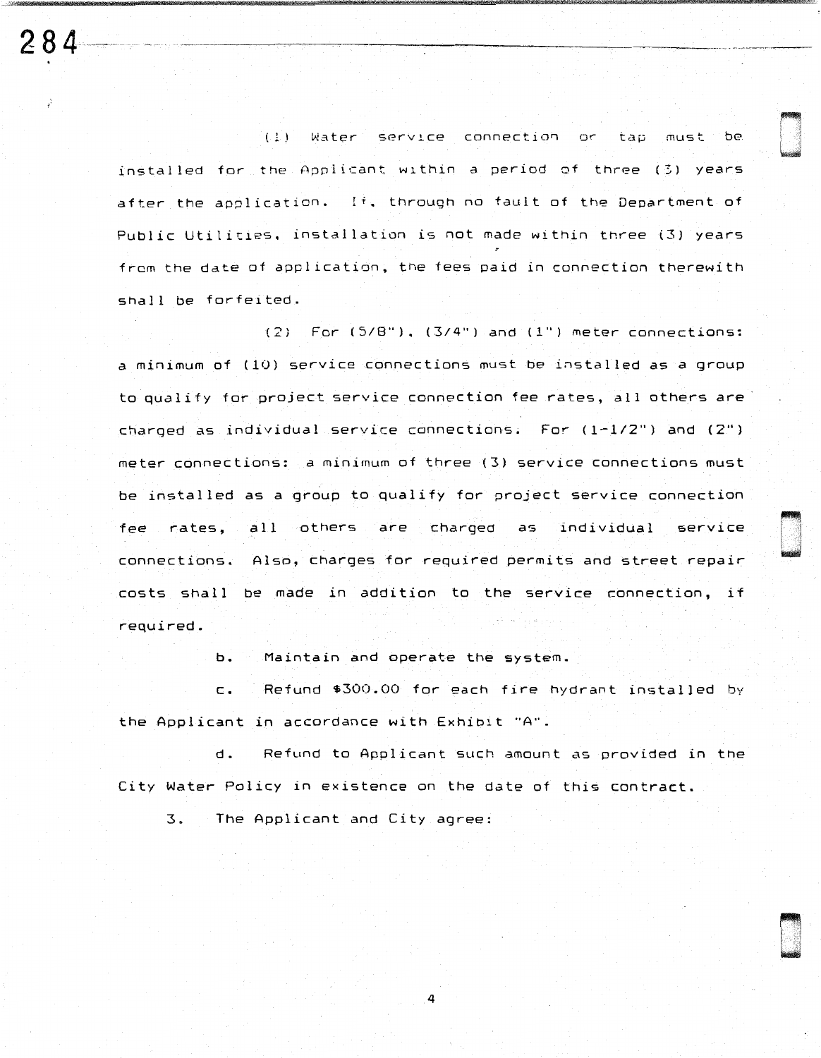(1) Water service connection or tap must be installed for the Applicant within a period of three (3) years after the application. If, through no fault of the Department of Public Utilities, installation is not made within three (3) years from the date of application, the fees paid in connection therewith shall be forfeited.

(2) For (5/8"), (3/4") and (1") meter connections: a minimum of (10) service connections must be installed as a group to qualify for project service connection fee rates, all others are charged as individual service connections. For (1-1/2") and (2") meter connections: a minimum of three (3) service connections must be installed as a group to qualify for project service connection fee rates, all others are charged as individual service connections. Also, charges for required permits and street repair costs shall be made in addition to the service connection, if required.

b. Maintain and operate the system.

c. Refund $300.00 for each fire hydrant installed by the Applicant in accordance with Exhibit "A".

d. Refund to Applicant such amount as provided in the City Water Policy in existence on the date of this contract.

3. The Applicant and City agree: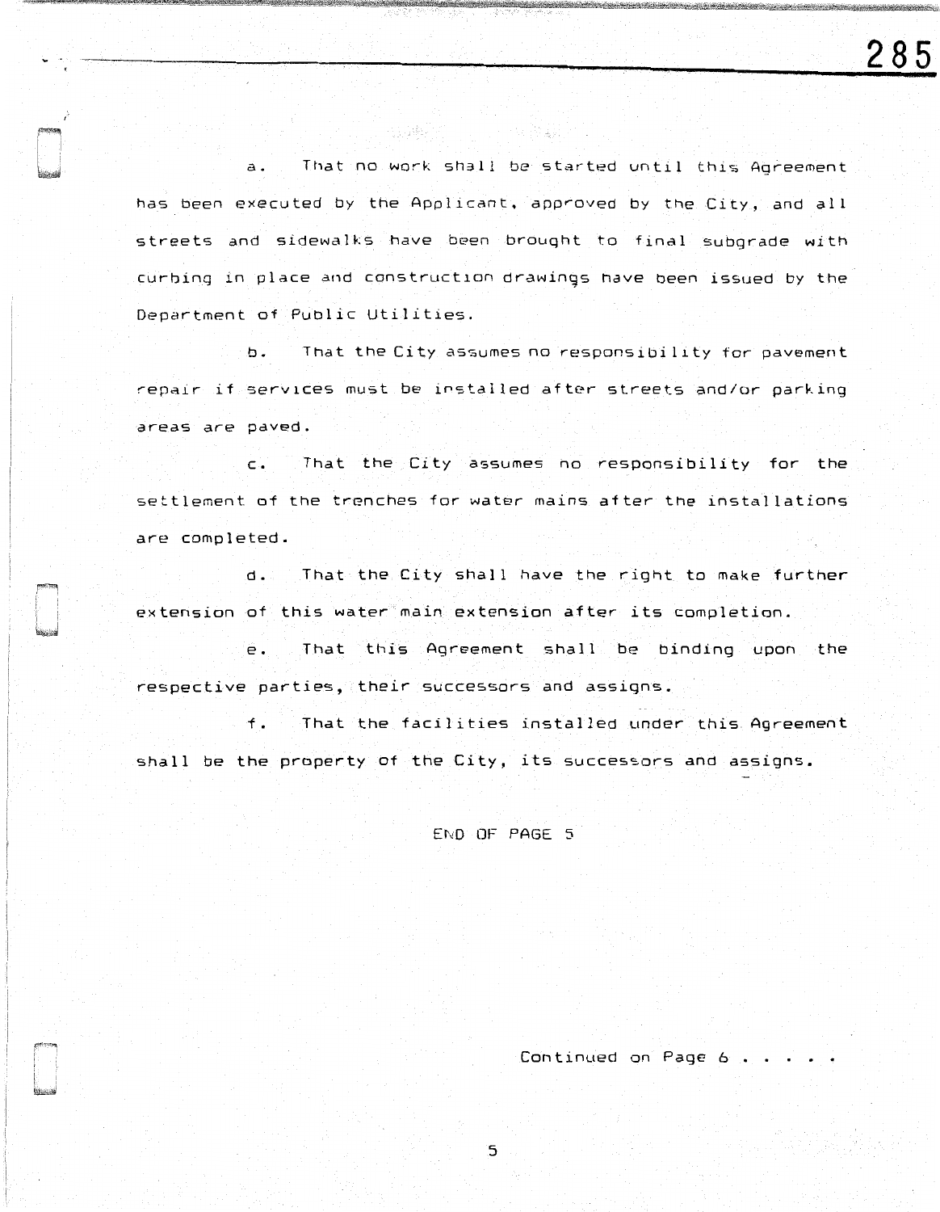a. That no work shall be started until this Agreement has been executed by the Applicant, approved by the City, and all streets and sidewalks have been brought to final subgrade with curbing in place and construction drawings have been issued by the Department of Public Utilities.

b. That the City assumes no responsibility for pavement repair if services must be installed after streets and/or parking areas are paved.

c. That the City assumes no responsibility for the settlement of the trenches for water mains after the installations are completed.

d. That the City shall have the right to make further extension of this water main extension after its completion.

e. That this Agreement shall be binding upon the respective parties, their successors and assigns.

f. That the facilities installed under this Agreement shall be the property of the City, its successors and assigns.

END OF PAGE 5

Continued on Page 6 . . . . .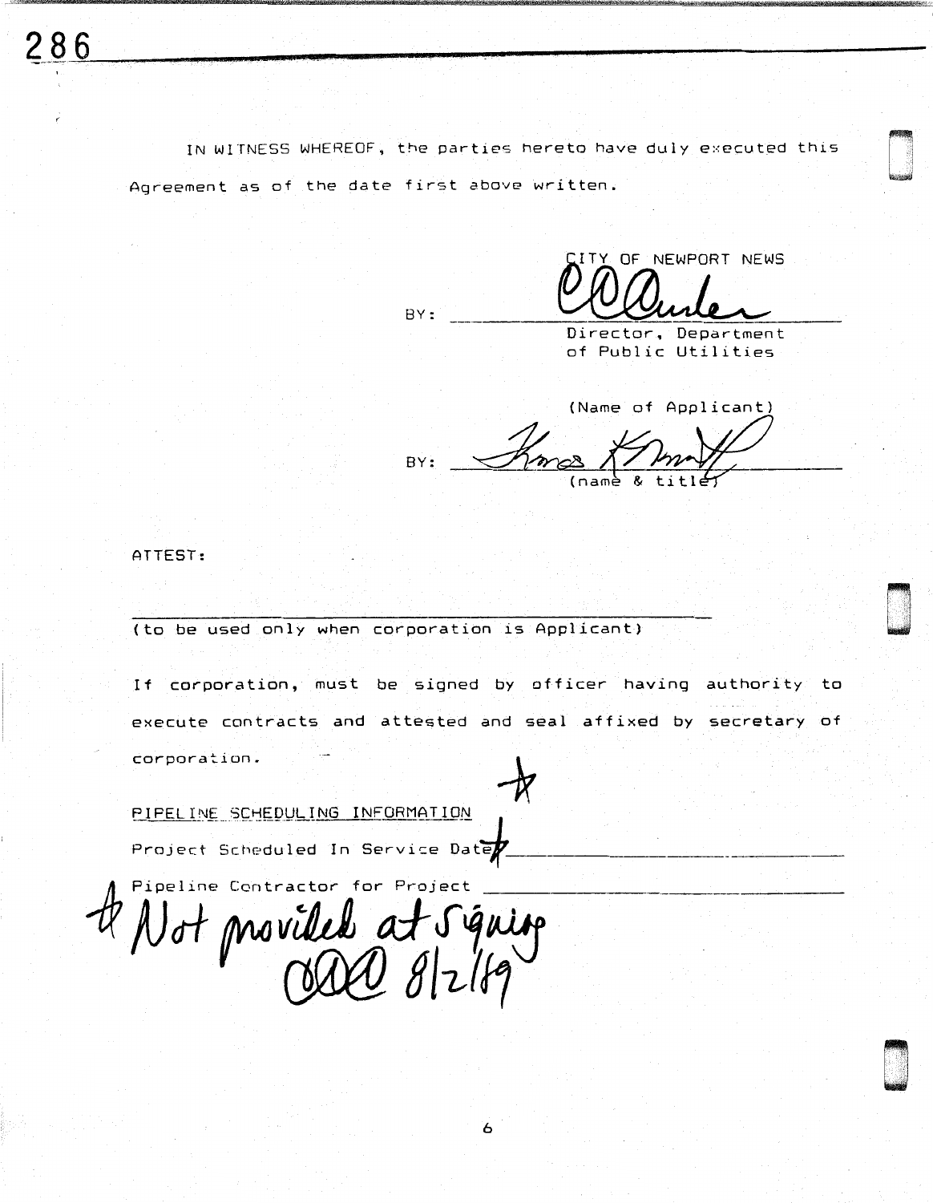IN WITNESS WHEREOF, the parties hereto have duly executed this Agreement as of the date first above written.

CITY OF NEWPORT NEWS

BY: ______________________
Director, Department of Public Utilities

(Name of Applicant)

BY: ______________________
(name & title)

ATTEST:

______________________
(to be used only when corporation is Applicant)

If corporation, must be signed by officer having authority to execute contracts and attested and seal affixed by secretary of corporation.

PIPELINE SCHEDULING INFORMATION *

Project Scheduled In Service Date* ______________________

Pipeline Contractor for Project ______________________

* Not provided at signing 8/2/89